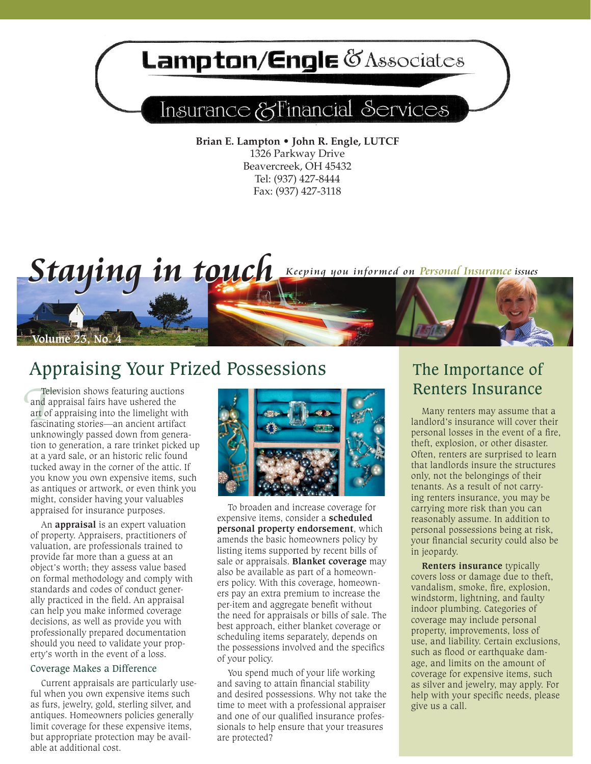# Lampton/Engle & Associates

## Insurance & Financial Services

**Brian E. Lampton • John R. Engle, LUTCF**
1326 Parkway Drive
Beavercreek, OH 45432
Tel: (937) 427-8444
Fax: (937) 427-3118

# Staying in touch

*Keeping you informed on Personal Insurance issues*

Volume 23, No. 4

## Appraising Your Prized Possessions

Television shows featuring auctions and appraisal fairs have ushered the art of appraising into the limelight with fascinating stories—an ancient artifact unknowingly passed down from generation to generation, a rare trinket picked up at a yard sale, or an historic relic found tucked away in the corner of the attic. If you know you own expensive items, such as antiques or artwork, or even think you might, consider having your valuables appraised for insurance purposes.

An **appraisal** is an expert valuation of property. Appraisers, practitioners of valuation, are professionals trained to provide far more than a guess at an object's worth; they assess value based on formal methodology and comply with standards and codes of conduct generally practiced in the field. An appraisal can help you make informed coverage decisions, as well as provide you with professionally prepared documentation should you need to validate your property's worth in the event of a loss.

### Coverage Makes a Difference

Current appraisals are particularly useful when you own expensive items such as furs, jewelry, gold, sterling silver, and antiques. Homeowners policies generally limit coverage for these expensive items, but appropriate protection may be available at additional cost.

To broaden and increase coverage for expensive items, consider a **scheduled personal property endorsement**, which amends the basic homeowners policy by listing items supported by recent bills of sale or appraisals. **Blanket coverage** may also be available as part of a homeowners policy. With this coverage, homeowners pay an extra premium to increase the per-item and aggregate benefit without the need for appraisals or bills of sale. The best approach, either blanket coverage or scheduling items separately, depends on the possessions involved and the specifics of your policy.

You spend much of your life working and saving to attain financial stability and desired possessions. Why not take the time to meet with a professional appraiser and one of our qualified insurance professionals to help ensure that your treasures are protected?

## The Importance of Renters Insurance

Many renters may assume that a landlord's insurance will cover their personal losses in the event of a fire, theft, explosion, or other disaster. Often, renters are surprised to learn that landlords insure the structures only, not the belongings of their tenants. As a result of not carrying renters insurance, you may be carrying more risk than you can reasonably assume. In addition to personal possessions being at risk, your financial security could also be in jeopardy.

**Renters insurance** typically covers loss or damage due to theft, vandalism, smoke, fire, explosion, windstorm, lightning, and faulty indoor plumbing. Categories of coverage may include personal property, improvements, loss of use, and liability. Certain exclusions, such as flood or earthquake damage, and limits on the amount of coverage for expensive items, such as silver and jewelry, may apply. For help with your specific needs, please give us a call.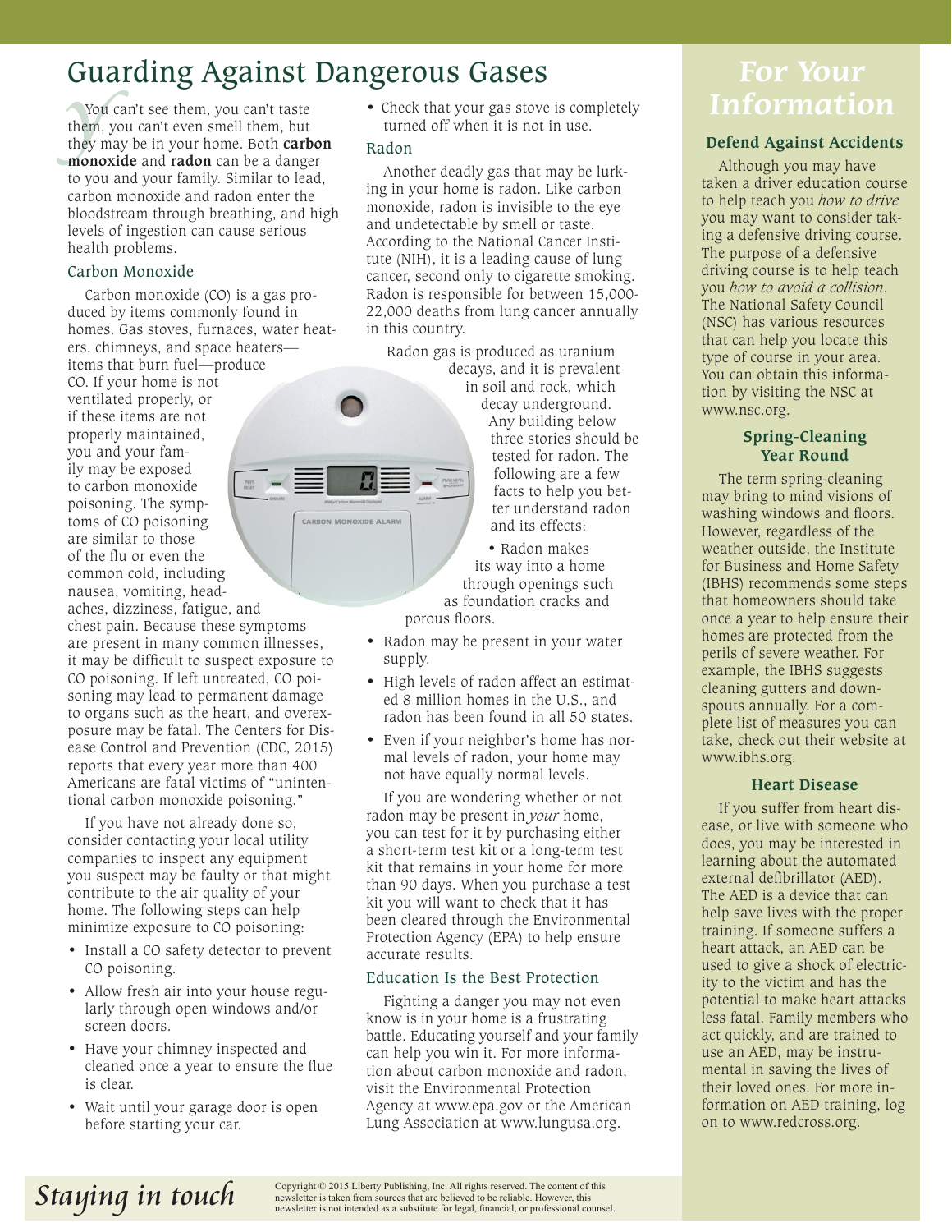# Guarding Against Dangerous Gases

You can't see them, you can't taste them, you can't even smell them, but they may be in your home. Both **carbon monoxide** and **radon** can be a danger to you and your family. Similar to lead, carbon monoxide and radon enter the bloodstream through breathing, and high levels of ingestion can cause serious health problems.

## Carbon Monoxide

Carbon monoxide (CO) is a gas produced by items commonly found in homes. Gas stoves, furnaces, water heaters, chimneys, and space heaters—items that burn fuel—produce CO. If your home is not ventilated properly, or if these items are not properly maintained, you and your family may be exposed to carbon monoxide poisoning. The symptoms of CO poisoning are similar to those of the flu or even the common cold, including nausea, vomiting, headaches, dizziness, fatigue, and chest pain. Because these symptoms are present in many common illnesses, it may be difficult to suspect exposure to CO poisoning. If left untreated, CO poisoning may lead to permanent damage to organs such as the heart, and overexposure may be fatal. The Centers for Disease Control and Prevention (CDC, 2015) reports that every year more than 400 Americans are fatal victims of "unintentional carbon monoxide poisoning."

If you have not already done so, consider contacting your local utility companies to inspect any equipment you suspect may be faulty or that might contribute to the air quality of your home. The following steps can help minimize exposure to CO poisoning:

- Install a CO safety detector to prevent CO poisoning.
- Allow fresh air into your house regularly through open windows and/or screen doors.
- Have your chimney inspected and cleaned once a year to ensure the flue is clear.
- Wait until your garage door is open before starting your car.
- Check that your gas stove is completely turned off when it is not in use.

## Radon

Another deadly gas that may be lurking in your home is radon. Like carbon monoxide, radon is invisible to the eye and undetectable by smell or taste. According to the National Cancer Institute (NIH), it is a leading cause of lung cancer, second only to cigarette smoking. Radon is responsible for between 15,000-22,000 deaths from lung cancer annually in this country.

Radon gas is produced as uranium decays, and it is prevalent in soil and rock, which decay underground. Any building below three stories should be tested for radon. The following are a few facts to help you better understand radon and its effects:

- Radon makes its way into a home through openings such as foundation cracks and porous floors.
- Radon may be present in your water supply.
- High levels of radon affect an estimated 8 million homes in the U.S., and radon has been found in all 50 states.
- Even if your neighbor's home has normal levels of radon, your home may not have equally normal levels.

If you are wondering whether or not radon may be present in *your* home, you can test for it by purchasing either a short-term test kit or a long-term test kit that remains in your home for more than 90 days. When you purchase a test kit you will want to check that it has been cleared through the Environmental Protection Agency (EPA) to help ensure accurate results.

## Education Is the Best Protection

Fighting a danger you may not even know is in your home is a frustrating battle. Educating yourself and your family can help you win it. For more information about carbon monoxide and radon, visit the Environmental Protection Agency at www.epa.gov or the American Lung Association at www.lungusa.org.

# For Your Information

### Defend Against Accidents

Although you may have taken a driver education course to help teach you *how to drive* you may want to consider taking a defensive driving course. The purpose of a defensive driving course is to help teach you *how to avoid a collision.* The National Safety Council (NSC) has various resources that can help you locate this type of course in your area. You can obtain this information by visiting the NSC at www.nsc.org.

### Spring-Cleaning Year Round

The term spring-cleaning may bring to mind visions of washing windows and floors. However, regardless of the weather outside, the Institute for Business and Home Safety (IBHS) recommends some steps that homeowners should take once a year to help ensure their homes are protected from the perils of severe weather. For example, the IBHS suggests cleaning gutters and downspouts annually. For a complete list of measures you can take, check out their website at www.ibhs.org.

### Heart Disease

If you suffer from heart disease, or live with someone who does, you may be interested in learning about the automated external defibrillator (AED). The AED is a device that can help save lives with the proper training. If someone suffers a heart attack, an AED can be used to give a shock of electricity to the victim and has the potential to make heart attacks less fatal. Family members who act quickly, and are trained to use an AED, may be instrumental in saving the lives of their loved ones. For more information on AED training, log on to www.redcross.org.

*Staying in touch*

Copyright © 2015 Liberty Publishing, Inc. All rights reserved. The content of this newsletter is taken from sources that are believed to be reliable. However, this newsletter is not intended as a substitute for legal, financial, or professional counsel.